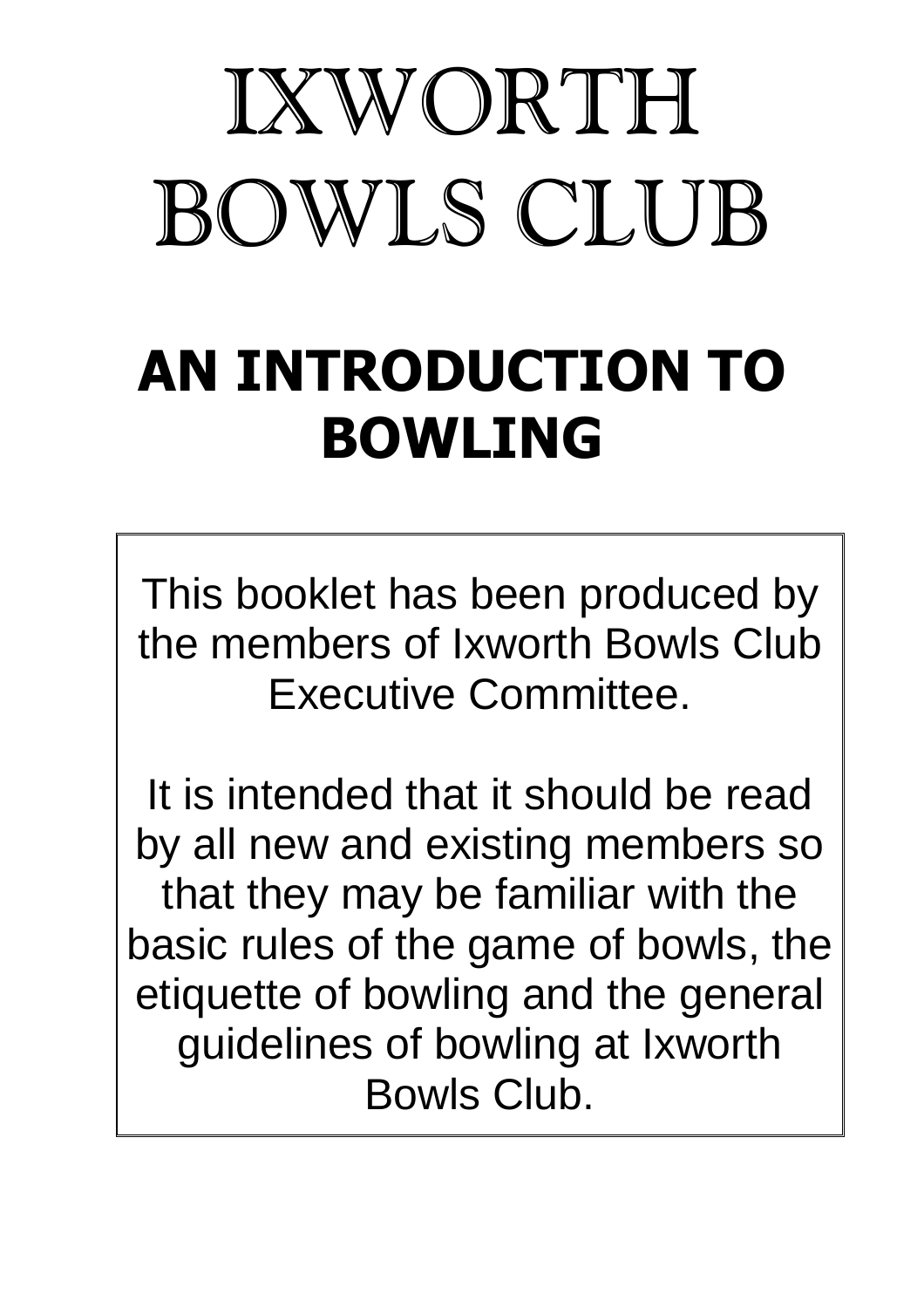# IXWORTH BOWLS CLUB

## AN INTRODUCTION TO BOWLING

This booklet has been produced by the members of Ixworth Bowls Club Executive Committee.

It is intended that it should be read by all new and existing members so that they may be familiar with the basic rules of the game of bowls, the etiquette of bowling and the general guidelines of bowling at Ixworth Bowls Club.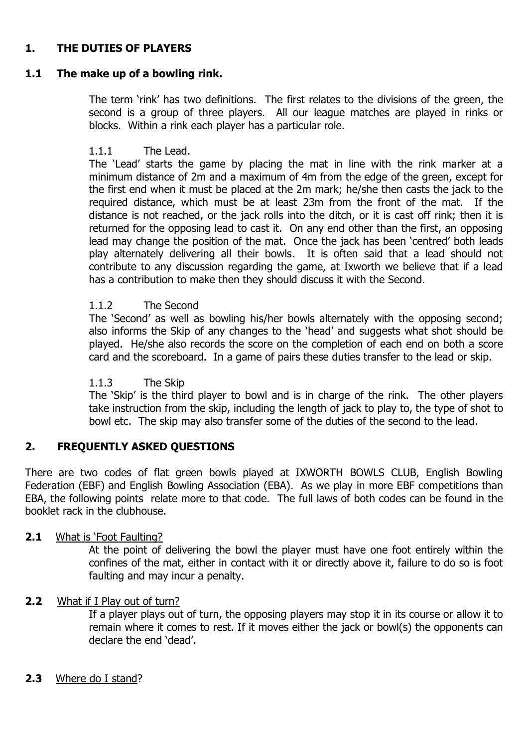## 1. THE DUTIES OF PLAYERS

### 1.1 The make up of a bowling rink.

The term 'rink' has two definitions. The first relates to the divisions of the green, the second is a group of three players. All our league matches are played in rinks or blocks. Within a rink each player has a particular role.

#### 1.1.1 The Lead.

The 'Lead' starts the game by placing the mat in line with the rink marker at a minimum distance of 2m and a maximum of 4m from the edge of the green, except for the first end when it must be placed at the 2m mark; he/she then casts the jack to the required distance, which must be at least 23m from the front of the mat. If the distance is not reached, or the jack rolls into the ditch, or it is cast off rink; then it is returned for the opposing lead to cast it. On any end other than the first, an opposing lead may change the position of the mat. Once the jack has been 'centred' both leads play alternately delivering all their bowls. It is often said that a lead should not contribute to any discussion regarding the game, at Ixworth we believe that if a lead has a contribution to make then they should discuss it with the Second.

#### 1.1.2 The Second

The 'Second' as well as bowling his/her bowls alternately with the opposing second; also informs the Skip of any changes to the 'head' and suggests what shot should be played. He/she also records the score on the completion of each end on both a score card and the scoreboard. In a game of pairs these duties transfer to the lead or skip.

#### 1.1.3 The Skip

The 'Skip' is the third player to bowl and is in charge of the rink. The other players take instruction from the skip, including the length of jack to play to, the type of shot to bowl etc. The skip may also transfer some of the duties of the second to the lead.

## 2. FREQUENTLY ASKED QUESTIONS

There are two codes of flat green bowls played at IXWORTH BOWLS CLUB, English Bowling Federation (EBF) and English Bowling Association (EBA). As we play in more EBF competitions than EBA, the following points relate more to that code. The full laws of both codes can be found in the booklet rack in the clubhouse.

**2.1** <u>What is 'Foot Faulting?</u>

At the point of delivering the bowl the player must have one foot entirely within the confines of the mat, either in contact with it or directly above it, failure to do so is foot faulting and may incur a penalty.

**2.2** <u>What if I Play out of turn?</u>

If a player plays out of turn, the opposing players may stop it in its course or allow it to remain where it comes to rest. If it moves either the jack or bowl(s) the opponents can declare the end 'dead'.

**2.3** <u>Where do I stand</u>?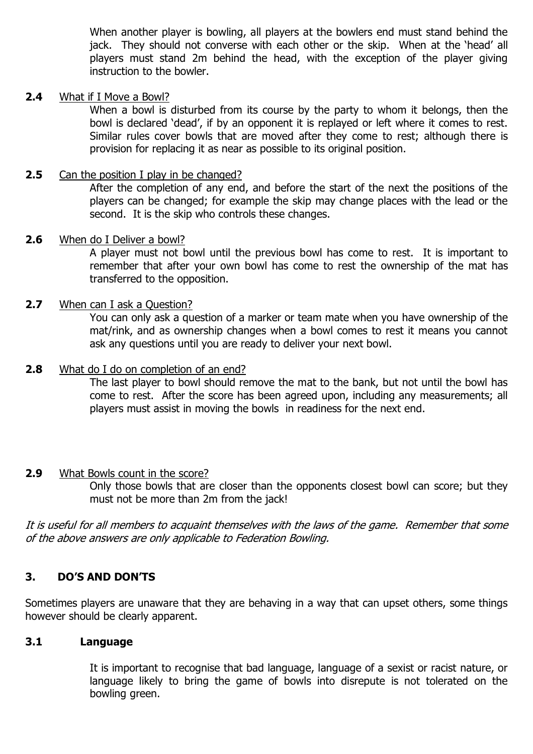When another player is bowling, all players at the bowlers end must stand behind the jack. They should not converse with each other or the skip. When at the 'head' all players must stand 2m behind the head, with the exception of the player giving instruction to the bowler.

**2.4** What if I Move a Bowl?

When a bowl is disturbed from its course by the party to whom it belongs, then the bowl is declared 'dead', if by an opponent it is replayed or left where it comes to rest. Similar rules cover bowls that are moved after they come to rest; although there is provision for replacing it as near as possible to its original position.

**2.5** Can the position I play in be changed?

After the completion of any end, and before the start of the next the positions of the players can be changed; for example the skip may change places with the lead or the second. It is the skip who controls these changes.

**2.6** When do I Deliver a bowl?

A player must not bowl until the previous bowl has come to rest. It is important to remember that after your own bowl has come to rest the ownership of the mat has transferred to the opposition.

**2.7** When can I ask a Question?

You can only ask a question of a marker or team mate when you have ownership of the mat/rink, and as ownership changes when a bowl comes to rest it means you cannot ask any questions until you are ready to deliver your next bowl.

**2.8** What do I do on completion of an end?

The last player to bowl should remove the mat to the bank, but not until the bowl has come to rest. After the score has been agreed upon, including any measurements; all players must assist in moving the bowls in readiness for the next end.

**2.9** What Bowls count in the score?

Only those bowls that are closer than the opponents closest bowl can score; but they must not be more than 2m from the jack!

*It is useful for all members to acquaint themselves with the laws of the game. Remember that some of the above answers are only applicable to Federation Bowling.*

## 3. DO'S AND DON'TS

Sometimes players are unaware that they are behaving in a way that can upset others, some things however should be clearly apparent.

### 3.1 Language

It is important to recognise that bad language, language of a sexist or racist nature, or language likely to bring the game of bowls into disrepute is not tolerated on the bowling green.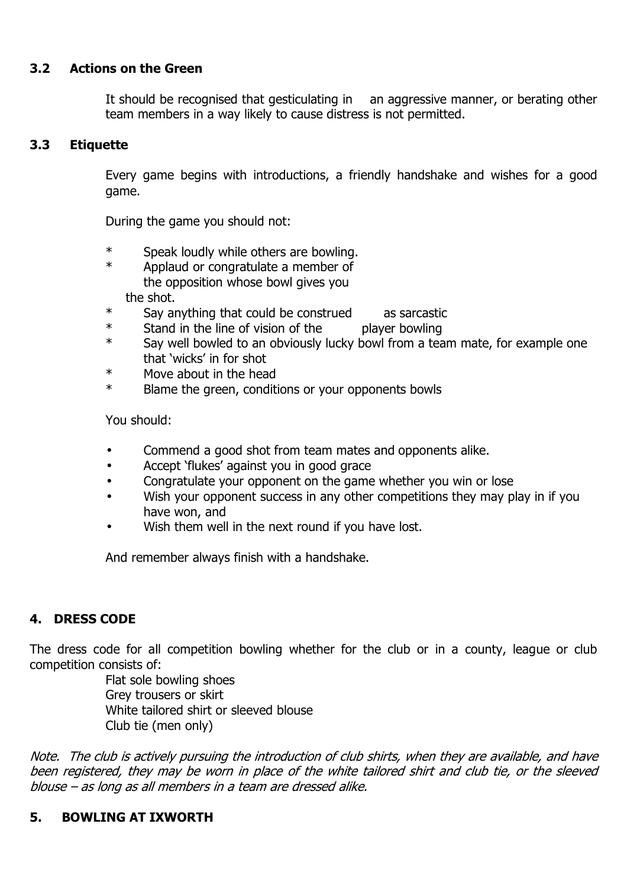### 3.2 Actions on the Green

It should be recognised that gesticulating in an aggressive manner, or berating other team members in a way likely to cause distress is not permitted.

### 3.3 Etiquette

Every game begins with introductions, a friendly handshake and wishes for a good game.

During the game you should not:

* Speak loudly while others are bowling.
* Applaud or congratulate a member of the opposition whose bowl gives you the shot.
* Say anything that could be construed as sarcastic
* Stand in the line of vision of the player bowling
* Say well bowled to an obviously lucky bowl from a team mate, for example one that 'wicks' in for shot
* Move about in the head
* Blame the green, conditions or your opponents bowls

You should:

- Commend a good shot from team mates and opponents alike.
- Accept 'flukes' against you in good grace
- Congratulate your opponent on the game whether you win or lose
- Wish your opponent success in any other competitions they may play in if you have won, and
- Wish them well in the next round if you have lost.

And remember always finish with a handshake.

## 4. DRESS CODE

The dress code for all competition bowling whether for the club or in a county, league or club competition consists of:

Flat sole bowling shoes
Grey trousers or skirt
White tailored shirt or sleeved blouse
Club tie (men only)

*Note. The club is actively pursuing the introduction of club shirts, when they are available, and have been registered, they may be worn in place of the white tailored shirt and club tie, or the sleeved blouse – as long as all members in a team are dressed alike.*

## 5. BOWLING AT IXWORTH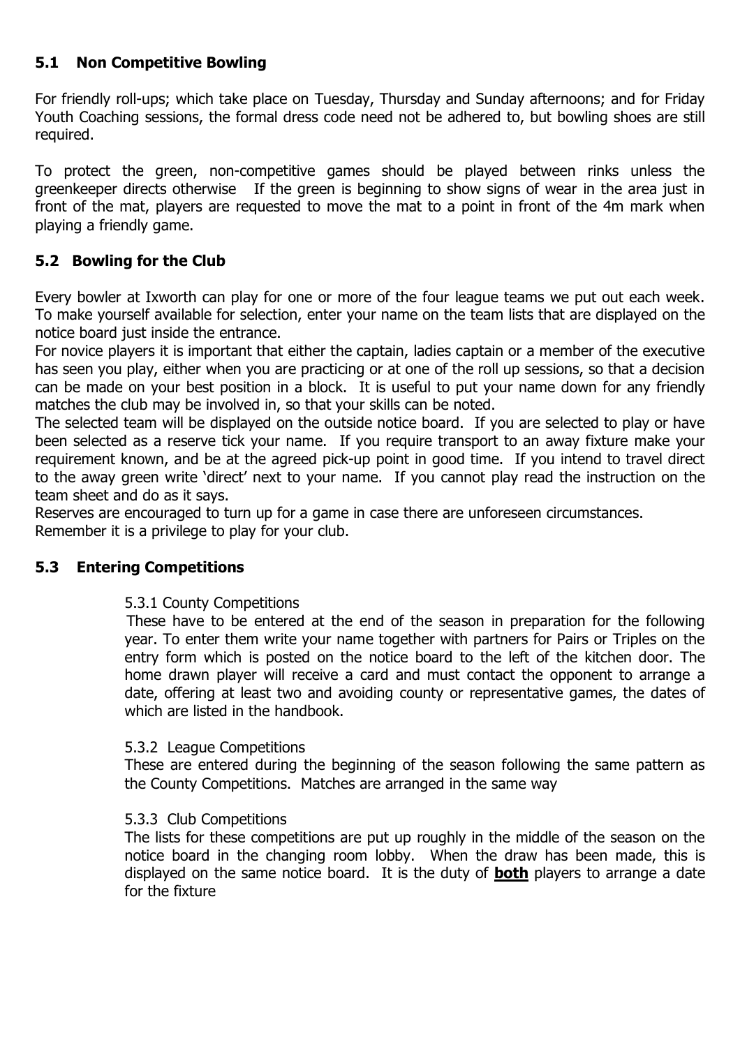## 5.1 Non Competitive Bowling

For friendly roll-ups; which take place on Tuesday, Thursday and Sunday afternoons; and for Friday Youth Coaching sessions, the formal dress code need not be adhered to, but bowling shoes are still required.

To protect the green, non-competitive games should be played between rinks unless the greenkeeper directs otherwise  If the green is beginning to show signs of wear in the area just in front of the mat, players are requested to move the mat to a point in front of the 4m mark when playing a friendly game.

## 5.2 Bowling for the Club

Every bowler at Ixworth can play for one or more of the four league teams we put out each week. To make yourself available for selection, enter your name on the team lists that are displayed on the notice board just inside the entrance.

For novice players it is important that either the captain, ladies captain or a member of the executive has seen you play, either when you are practicing or at one of the roll up sessions, so that a decision can be made on your best position in a block. It is useful to put your name down for any friendly matches the club may be involved in, so that your skills can be noted.

The selected team will be displayed on the outside notice board. If you are selected to play or have been selected as a reserve tick your name. If you require transport to an away fixture make your requirement known, and be at the agreed pick-up point in good time. If you intend to travel direct to the away green write 'direct' next to your name. If you cannot play read the instruction on the team sheet and do as it says.

Reserves are encouraged to turn up for a game in case there are unforeseen circumstances.

Remember it is a privilege to play for your club.

## 5.3 Entering Competitions

### 5.3.1 County Competitions

These have to be entered at the end of the season in preparation for the following year. To enter them write your name together with partners for Pairs or Triples on the entry form which is posted on the notice board to the left of the kitchen door. The home drawn player will receive a card and must contact the opponent to arrange a date, offering at least two and avoiding county or representative games, the dates of which are listed in the handbook.

### 5.3.2 League Competitions

These are entered during the beginning of the season following the same pattern as the County Competitions. Matches are arranged in the same way

### 5.3.3 Club Competitions

The lists for these competitions are put up roughly in the middle of the season on the notice board in the changing room lobby. When the draw has been made, this is displayed on the same notice board. It is the duty of **both** players to arrange a date for the fixture